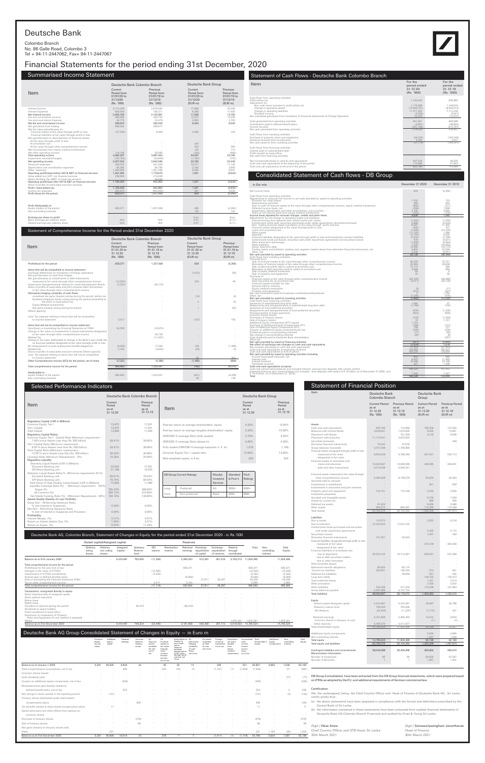# Deutsche Bank

Colombo Branch
No. 86 Galle Road, Colombo 3
Tel + 94-11-2447062, Fax+ 94-11-2447067

# Financial Statements for the period ending 31st December, 2020

## Summarised Income Statement

| Item | Deutsche Bank Colombo Branch | | Deutsche Bank Group | |
|---|---|---|---|---|
| | Current Period from 01/01/20 to 31/12/20 (Rs. '000) | Previous Period from 01/01/19 to 31/12/19 (Rs. '000) | Current Period from 01/01/20 to 31/12/20 (EUR m) | Previous Period from 01/01/19 to 31/12/19 (EUR m) |
| Interest Income | 3,115,426 | 2,876,692 | 17,806 | 25,208 |
| Interest Expenses | 663,048 | 756,311 | 6,280 | 11,458 |
| Net Interest Income | 2,452,379 | 2,120,381 | 11,526 | 13,750 |
| Fee and commission income | 365,585 | 253,722 | 12,227 | 12,350 |
| Fee and commission expenses | 45,775 | 23,479 | 2,803 | 2,769 |
| Net fee and commission income | 339,810 | 230,242 | 9,424 | 9,520 |
| Net gain/(loss) from trading | 556,256 | 549,877 | - | - |
| Net fair value gains/(losses) on: | | | | |
| Financial assets at fair value through profit or loss | (37,265) | 5,464 | 2,465 | 193 |
| Financial liabilities at fair value through profit or loss | - | - | - | - |
| Net gains/(losses) on derecognition of financial assets: | | | | |
| At fair value through profit or loss | - | - | - | - |
| At amortised cost | - | - | 324 | - |
| At fair value through other comprehensive income | - | - | 333 | 260 |
| Net income/(loss) from equity method investments | - | - | 120 | 110 |
| Net other operating income | 110,128 | 25,880 | (164) | (668) |
| Total operating income | 3,462,307 | 3,087,444 | 24,027 | 23,165 |
| Impairment reversal/(charges) | (134,783) | (44,849) | (1,792) | (723) |
| Net operating income | 3,327,524 | 3,042,595 | 22,235 | 22,442 |
| Personnel expenses | 429,070 | 441,930 | 10,471 | 11,142 |
| Depreciation and amortization expenses | 94,288 | 69,785 | 2,162 | 3,668 |
| Other expenses | 1,362,585 | 1,351,206 | 8,522 | 9,641 |
| Operating profit/(loss) before VAT & NBT on financial services | 1,431,602 | 1,179,675 | 1,021 | (2,634) |
| Value added tax (VAT) on financial services | 236,959 | 218,849 | - | - |
| Nation Building Tax (NBT) on financial services | - | 18,543 | - | - |
| Operating profit/(loss) after VAT & NBT on financial services | 1,194,643 | 942,982 | 1,021 | (2,634) |
| Share of profits of associates and joint ventures | - | - | - | - |
| Profit / (loss) before tax | 1,194,643 | 942,982 | 1,021 | (2,634) |
| Income tax expenses | 266,272 | (284,956) | 397 | 2,630 |
| Profit (loss) for the period | 928,371 | 1,227,938 | 624 | (5,265) |
| | | | | |
| Profit Attributable to: | | | | |
| Equity holders of the parent | 928,371 | 1,227,938 | 495 | (5,390) |
| Non-controlling interests | - | - | 129 | 125 |
| | | | | |
| Earnings per share on profit | | | Euro | Euro |
| Basic earnings per ordinary share | N/A | N/A | 0.07 | (2.71) |
| Diluted earnings per ordinary share | N/A | N/A | 0.07 | (2.71) |

## Statement of Comprehensive Income for the Period ended 31st December 2020

| Item | Deutsche Bank Colombo Branch | | Deutsche Bank Group | |
|---|---|---|---|---|
| | Current Period from 01.01.20 to 31.12.20 (Rs. '000) | Previous Period from 01.01.19 to 31.12.19 (Rs. '000) | Current Period from 01.01.20 to 31.12.20 (EUR m) | Previous Period from 01.01.19 to 31.12.19 (EUR m) |
| Profit/(loss) for the period | 928,371 | 1,227,938 | 624 | (5,265) |
| Items that will be reclassified to income statement | | | | |
| Exchange differences on translation of foreign operations | - | - | (1,613) | 99 |
| Net gains/(losses) on cash flow hedges | - | - | - | - |
| Net gains/(losses) on investments in debt instruments measured at fair value through other comprehensive income | (12,205) | - | 352 | 48 |
| Impairment (charges)/reversal relating Sri Lanka Development Bonds | (2,332) | (30,175) | - | - |
| Share of profits of associates and joint ventures | - | - | - | - |
| Derivatives hedging variability of cash flows | | | | |
| unrealized net gains (losses) arising during the period, before tax | - | - | (14) | (2) |
| Realized net (gains) losses arising during the period (reclassified to profit or loss), before tax | - | - | 4 | (2) |
| Equity Method Investments | | | | |
| Net gains (losses) arising during the period | - | - | 1 | (22) |
| Others (specify) | - | - | - | - |
| Less: Tax expense relating to items that will be reclassified to income statement | 3,417 | - | (133) | 193 |
| Items that will not be reclassified to income statement | | | | |
| Gain/(loss) on translating the Financial Statements of FCBU | 54,209 | (15,672) | - | - |
| Change in fair value on investments in equity instruments designated at fair value through other comprehensive income | - | 40,738 | - | - |
| Related Tax | - | (11,407) | - | - |
| Change in fair value attributable to change in the Bank's own credit risk on financial liabilities designated at fair value through profit or loss | - | - | - | - |
| Re-measurement of post-employment benefit obligations | (8,609) | 17,264 | 149 | (1,396) |
| Related Tax | 2,243 | (4,834) | (29) | (3) |
| Share of profits of associates and joint ventures Others (specify) | - | - | - | - |
| Less: Tax expense relating to items that will not be reclassified to income statement | - | - | - | 400 |
| Other Comprehensive Income (OCI) for the period, net of taxes | 37,323 | (4,386) | (1,386) | (809) |
| Total comprehensive income for the period | 965,693 | 1,223,551 | (762) | (6,073) |
| Attributable to: | | | | |
| Equity holders of the parent | 965,693 | 1,223,551 | (821) | (6,208) |
| Non-controlling interests | - | - | 59 | 135 |

## Selected Performance Indicators

| Item | Deutsche Bank Colombo Branch | |
|---|---|---|
| | Current Period as at 31.12.20 | Previous Period as at 31.12.19 |
| **Regulatory Capital (LKR in Millions)** | | |
| Common Equity Tier I | 13,870 | 11,201 |
| Tier I Capital | 13,870 | 11,201 |
| Total Capital | 13,950 | 11,205 |
| **Regulatory Capital Ratios** | | |
| Common Equity Tier I Capital Ratio (Minimum requirement - 7.00% since Assets Less than Rs. 500 billion) | 39.41% | 39.95% |
| Tier I Capital Ratio (Minimum requirement - 8.50% since Assets Less than Rs. 500 billion) | 39.41% | 39.95% |
| Total Capital Ratio (Minimum requirement - 12.50% since Assets Less than Rs. 500 billion) | 39.42% | 39.99% |
| Leverage Ratio (Minimum Requirement - 3%) | 19.38% | 20.00% |
| **Regulatory Liquidity** | | |
| Statutory Liquid Assets (LKR in Millions) | | |
| Domestic Banking unit | 22,953 | 17,291 |
| Off-Shore Banking unit | 21,198 | 15,025 |
| Statutory Liquid Assets Ratio,% (Minimum requirement 20 %) | | |
| Domestic Banking unit | 89.51% | 79.03% |
| Off-Shore Banking unit | 79.74% | 80.54% |
| Total Stock of High-Quality Liquid Assets (LKR in Millions) | 13,865 | 11,088 |
| Liquidity Coverage Ratio (%) - (Minimum requirement - 100%) | | |
| Rupee (%) | 795.43% | 389.00% |
| All Currency (%) | 329.13% | 310.65% |
| Net Stable Funding Ratio (%) - (Minimum Requirement - 90%) | 158.16% | 139.56% |
| **Assets Quality (Quality of Loan Portfolio)** | | |
| Gross Non - Performing Advances Ratio, % (net of Interest in Suspense) | 0.00% | 0.00% |
| Net-Non - Performing Advances Ratio, % (net of Interest in Suspense and Provision) | 0.00% | 0.00% |
| **Profitability** | | |
| Interest Margin, (%) | 5.31% | 4.51% |
| Return on Assets (before Tax), (%) | 1.94% | 2.01% |
| Return on Equity, (%) | 6.52% | 11.23% |

| Item | Deutsche Bank Group | |
|---|---|---|
| | Current Period as at 31.12.20 | Previous Period as at 31.12.19 |
| Post-tax return on average shareholders' equity | 0.20% | -9.50% |
| Post-tax return on average tangible shareholders' equity | 0.20% | -10.00% |
| CRR/CRD 4 Leverage Ratio (fully loaded) | 4.70% | 4.20% |
| CRR/CRD 4 Leverage ratio (phase in) | 4.80% | 4.30% |
| Fully loaded CRR/CRD 4 leverage exposure in € bn | 1,078 | 1,168 |
| Common Equity Tier 1 capital ratio | 13.60% | 13.60% |
| Risk-weighted assets, in € bn | 329 | 324 |

| DB Group Current Ratings | | Moodys Investors Services | Standard & Poor's | Fitch Ratings |
|---|---|---|---|---|
| Long | Preferred | A3 | BBB+ | BBB+ |
| Term | Non-preferred | Baa3 | BBB- | BBB |

## Deutsche Bank AG, Colombo Branch, Statement of Changes in Equity for the period ended 31st December 2020 - in Rs.'000

| | Stated capital/Assigned capital | | | | | | Reserves | | | | | | |
|---|---|---|---|---|---|---|---|---|---|---|---|---|---|
| | Ordinary voting shares | Ordinary non-voting shares | Assigned Capital | Statutory Reserve fund | OCI reserve | Revaluation reserve | Retained earnings | Exchange equalisation of capital | Exchange equalisation of reserves | Reserve through contributed | Total | Non-controlling interest | Total Equity |
| Balance as at 01st January 2020 | - | - | 4,410,461 | 702,905 | (11,326) | - | 2,395,423 | 512,397 | 201,416 | 3,743,212 | 11,924,490 | - | 11,924,490 |
| **Total comprehensive income for the period** | | | | | | | | | | | | | |
| Profit/(loss) for the year (net of tax) | - | - | - | - | - | - | 928,371 | - | - | - | 928,371 | - | 928,371 |
| Changes in fair value of FVOCI | - | - | - | - | (12,205) | - | - | - | - | - | (12,205) | - | (12,205) |
| Impairment of FVOCI investments | - | - | - | - | (2,332) | - | - | - | - | - | (2,332) | - | (2,332) |
| Actuarial gain on defined benefit plans | - | - | - | - | - | - | (8,609) | - | - | - | (8,609) | - | (8,609) |
| Gain on translating the financial statement FCBU | - | - | - | - | - | - | - | 27,911 | 26,297 | - | 54,209 | - | 54,209 |
| Tax on other comprehensive income | - | - | - | - | 3,417 | - | - | - | - | - | 3,417 | - | 3,417 |
| Total comprehensive income for the period | - | - | - | - | (11,119) | - | 922,904 | 27,911 | 26,297 | - | 965,693 | - | 965,693 |
| **Transactions recognised directly in equity** | | | | | | | | | | | | | |
| Share issue/increase of assigned capital | - | - | - | - | - | - | - | - | - | - | - | - | - |
| Share options exercised | - | - | - | - | - | - | - | - | - | - | - | - | - |
| Bonus issue | - | - | - | - | - | - | - | - | - | - | - | - | - |
| Rights issue | - | - | - | - | - | - | - | - | - | - | - | - | - |
| Transfers to reserves during the period | - | - | - | 46,416 | - | - | (46,416) | - | - | - | - | - | - |
| Dividends to equity holders | - | - | - | - | - | - | - | - | - | - | - | - | - |
| Profit transferred to head office | - | - | - | - | - | - | - | - | - | - | - | - | - |
| Gain/(loss) on revaluation of Property, Plant and Equipment (if cost method is adopted) | - | - | - | - | - | - | - | - | - | - | - | - | - |
| Others | - | - | - | - | - | - | - | - | - | 1,875,341 | 1,875,341 | - | 1,875,341 |
| Balance as at 31st December 2020 | - | - | 4,410,461 | 749,321 | (22,445) | - | 3,181,900 | 540,308 | 287,713 | 5,618,554 | 14,765,524 | - | 14,765,524 |

## Deutsche Bank AG Group Consolidated Statement of Changes in Equity — in Euro m

| | Common shares (no par value) | Additional paid in capital | Retained earnings | Common shares in treasury at cost | On financial assets at fair value through other comprehensive income, net of tax | On financial liabilities designated at fair value through profit and loss, related to changes in own credit risk, net of tax | On derivatives hedging variability of cash flows, net of tax | On assets classified as held for sale, net of tax | Foreign currency translation, net of tax | Unrealized net gains (losses) from equity method investments | Accumulated other comprehensive income, net of tax | Total shareholders' equity | Additional equity components | Non-controlling interests | Total Equity |
|---|---|---|---|---|---|---|---|---|---|---|---|---|---|---|---|
| Balance as at January 1,2020 | 5,291 | 40,505 | 9,644 | (4) | 45 | 25 | 14 | - | 336 | 1 | 421 | 55,857 | 4,665 | 1,638 | 62,160 |
| Total comprehensive income (loss), net of tax | - | - | 495 | - | 233 | (18) | (7) | - | (1,747) | (1) | (1,526) | (1,041) | - | 57 | (967) |
| Common shares issued | - | - | - | - | - | - | - | - | - | - | - | - | - | - | - |
| Cash dividends paid | - | - | - | - | - | - | - | - | - | - | - | - | - | (77) | (77) |
| Coupon on additional equity components, net of tax | - | - | (349) | - | - | - | - | - | - | - | - | (349) | - | - | (349) |
| Remeasurement gains (losses) related to defined benefit plans, net of tax | - | - | 223 | - | - | - | - | - | - | - | - | 223 | - | 2 | 226 |
| Net change in share awards in the reporting period | - | (131) | - | - | - | - | - | - | - | - | - | (131) | - | (4) | (134) |
| Treasury shares distributed under share-based compensation plans | - | - | - | 208 | - | - | - | - | - | - | - | 208 | - | - | 208 |
| Tax benefits related to share-based compensation plans | - | 11 | - | - | - | - | - | - | - | - | - | 11 | - | - | 11 |
| Option premiums and other effects from options on common shares | - | - | - | - | - | - | - | - | - | - | - | - | - | - | - |
| Purchases of treasury shares | - | - | - | (279) | - | - | - | - | - | - | - | (279) | - | - | (279) |
| Sale of treasury shares | - | - | - | 68 | - | - | - | - | - | - | - | 68 | - | - | 68 |
| Net gains (losses) on treasury shares sold | - | - | - | - | - | - | - | - | - | - | - | - | - | - | - |
| Other | - | 221 | - | - | - | - | - | - | - | - | - | 221 | 1,159 | (29) | 1,352 |
| Balance as at 31st December 2020 | 5,291 | 40,606 | 10,014 | (7) | 278 | 7 | 7 | - | (1,411) | (1) | (1,118) | 54,786 | 5,824 | 1,587 | 62,196 |

## Statement of Cash Flows - Deutsche Bank Colombo Branch

| Item | For the period ended 31.12.20 (Rs. '000) | For the period ended 31.12.19 (Rs. '000) |
|---|---|---|
| Cash flows from operating activities | | |
| Profit before tax | 1,194,643 | 942,982 |
| Adjustment for: | | |
| Non cash items included in profit before tax | 1,172,646 | 1,149,916 |
| Change in operating assets | (13,049,191) | (6,353,013) |
| Change in operating liabilities | 11,871,532 | 112,238 |
| Dividend Income | (2,299) | (3,047) |
| Net unrealised gain/(loss) from translation of Financial statements of Foreign Operation | 54,209 | (15,672) |
| Cash generated from operating activities | 1,241,951 | 830,999 |
| Contribution paid to defined benefit plans | (4,061) | (46,904) |
| Income tax paid | (257,166) | (373,757) |
| Net cash generated from operating activities | 979,024 | 250,457 |
| Cash flows from investing activities | | |
| Purchase of property, plant and equipment | (26,216) | (183,248) |
| Dividend received from investment | 2,299 | 3,047 |
| Net cash (used in) from investing activities | (21,116) | (180,201) |
| Cash flows from financing activities | | |
| Interest paid on subordinated debt | - | - |
| Profit transfer to head office | - | - |
| Net cash from financing activities | - | - |
| Net increase/(decrease) in cash & cash equivalents | 566,928 | 88,205 |
| Cash and cash equivalents at the beginning of the period | 115,868 | 27,663 |
| Cash and cash equivalents at the end of the period | 682,796 | 115,868 |

## Consolidated Statement of Cash flows - DB Group

| in Eur mio | December 31 2020 | December 31 2019 |
|---|---|---|
| Net income (loss) | 624 | (5,265) |
| Cash flows from operating activities: | | |
| Adjustments to reconcile net income to net cash provided by (used in) operating activities: | | |
| Provision for credit losses | 1,792 | 723 |
| Restructuring activities | 485 | 644 |
| Gain on sale of financial assets at fair value through other comprehensive income, equity method investments, and other | (665) | (217) |
| Deferred income taxes, net | (296) | 1,686 |
| Impairment, depreciation and other amortization, and accretion | 3,192 | 5,560 |
| Share of net income from equity method investments | (104) | (110) |
| Income (loss) adjusted for noncash charges, credits and other items | 5,028 | 3,021 |
| Adjustments for net change in operating assets and liabilities: | | |
| Interest-earning time deposits with central banks and banks | (1,202) | (1,209) |
| Central bank funds sold, securities purchased under resale agreements, securities borrowed | 5,888 | (3,528) |
| Non-Trading financial assets mandatory at fair value through profit and loss | 8,877 | (1,464) |
| Financial assets designated at fair value through profit or loss | 0 | 104 |
| Loans at amortized cost | (1,846) | (27,326) |
| Other assets | (15,252) | 7,464 |
| Deposits | 33,305 | 14,707 |
| Financial liabilities designated at fair value through profit or loss and investment contract liabilities | (2,223) | (2,766) |
| Central bank funds purchased, securities sold under repurchase agreements and securities loaned | 479 | (4,871) |
| Other short-term borrowings | (1,628) | (5,954) |
| Other liabilities | 7,830 | (10,955) |
| Senior long-term debt | (4,355) | (16,113) |
| Trading assets and liabilities, positive and negative market values from derivative financial instruments, net | 9,669 | 22,939 |
| Other, net | (3,256) | 2,203 |
| Net cash provided by (used in) operating activities | 37,236 | (16,093) |
| Cash flows from investing activities: | | |
| Proceeds from: | | |
| Sale of financial assets at fair value through other comprehensive income | 39,326 | 23,721 |
| Maturities of financial assets at fair value through other comprehensive income | 32,984 | 40,906 |
| Sale of debt securities held to collect at amortized cost | 10,110 | 356 |
| Maturities of debt securities held to collect at amortized cost | 4,660 | 964 |
| Sale of equity method investments | 69 | 8 |
| Sale of property and equipment | 24 | 60 |
| Purchase of: | | |
| Financial assets at fair value through other comprehensive income | (82,709) | (56,568) |
| Debt Securities held to collect at amortized cost | (4,811) | (20,136) |
| Financial assets available for sale | - | - |
| Securities held to maturity | - | - |
| Equity method investments | (3) | (17) |
| Property and equipment | (412) | (527) |
| Net cash received in (paid for) business combinations/divestitures | 0 | 1,782 |
| Other, net | (1,540) | (576) |
| Net cash provided by (used in) investing activities | (1,860) | (10,046) |
| Cash flows from financing activities: | | |
| Issuances of subordinated long-term debt | 1,444 | 2 |
| Repayments and extinguishments of subordinated long-term debt | (1,766) | (152) |
| Issuances of trust preferred securities | - | - |
| Repayments and extinguishments of trust preferred securities | (676) | (1,235) |
| Principal portion of lease payments | (852) | (858) |
| Common shares issued | - | - |
| Purchases of treasury shares | (278) | (1,359) |
| Sale of treasury shares | 76 | 1,191 |
| Additional Equity Components (AT1) issued | 1,153 | - |
| Purchases of Additional Equity Components (AT1) | (292) | (131) |
| Sale of Additional Equity Components (AT1) | 288 | 141 |
| Coupon on additional equity components, pre tax | (356) | (330) |
| Dividends paid to noncontrolling interests | (77) | (58) |
| Net change in noncontrolling interests | (26) | (8) |
| Cash dividends paid to Deutsche Bank shareholders | - | (227) |
| Other,net | - | - |
| Net cash provided by (used in) financing activities | (1,373) | (2,989) |
| Net effect of exchange rate changes on cash and cash equivalents | (7,976) | 1,575 |
| Net increase (decrease) in cash and cash equivalents | 26,027 | (27,553) |
| Cash and cash equivalents at beginning of period | 129,489 | 157,042 |
| Cash and cash equivalents at end of period | 155,516 | 129,489 |
| Net cash provided by (used in) operating activities including | | |
| Income taxes paid (received), net | 911 | 1,020 |
| Interest paid | 10,988 | 22,745 |
| Interest received | 30,993 | 41,600 |
| Dividends received | 307 | 1,300 |
| Cash and cash equivalents comprise | | |
| Cash and central bank balances (not included: interest-earning time deposits with central banks) | 149,323 | 121,117 |
| Interbank balances (w/o central banks) (not included: time deposits with banks of € 18 billion as of December 31, 2020, and € 7.5 billion as of December 31, 2019) | 6,193 | 8,372 |
| Total | 155,516 | 129,489 |

## Statement of Financial Position

| Item | Deutsche Bank Colombo Branch | | Deutsche Bank Group | |
|---|---|---|---|---|
| | Current Period as at 31.12.20 (Rs. '000) | Previous Period as at 31.12.19 (Rs. '000) | Current Period as at 31.12.20 (EUR m) | Previous Period as at 31.12.19 (EUR m) |
| **Assets** | | | | |
| Cash and cash equivalents | 682,796 | 115,868 | 166,208 | 137,592 |
| Balances with Central Banks | 4,636,951 | 7,678,645 | 8,533 | 13,601 |
| Placement with Banks | - | 751,259 | 9,130 | 9,636 |
| Placement with branches | 11,110,001 | 3,870,054 | - | - |
| Securities borrowed | - | - | - | 428 |
| Derivative financial instruments | 79,242 | 37,678 | - | - |
| Group balances receivable | 3,371,066 | 1,706,388 | - | - |
| Financial assets recognised through profit or loss | | | | |
| - measured at fair value | 8,940,538 | 6,799,440 | 527,941 | 520,713 |
| - designated at fair value | - | - | - | - |
| Financial assets at amortised cost | | | | |
| - loans and advances | 15,302,697 | 14,629,685 | 426,995 | 429,841 |
| - debt and other instruments | 5,274,538 | 5,904,261 | - | - |
| Financial assets measured at fair value through other comprehensive income | 5,960,406 | 8,159,578 | 55,834 | 45,503 |
| Securities held to maturity | - | - | - | - |
| Investments in subsidiaries | - | - | - | - |
| Investments in associates and joint ventures | - | - | 901 | 929 |
| Property, plant and equipment | 122,191 | 172,226 | 5,549 | 4,930 |
| Investment properties | - | - | - | - |
| Goodwill and intangible assets | - | - | 6,725 | 7,029 |
| Assets for current tax | - | - | 986 | 926 |
| Deferred tax assets | 91,824 | - | 6,058 | 5,986 |
| Other assets | 906,272 | 865,587 | 110,399 | 110,359 |
| Total Assets | 63,700,072 | 50,103,362 | 1,325,259 | 1,297,674 |
| **Liabilities** | | | | |
| Due to banks | 115,573 | - | 3,553 | 5,219 |
| Due to branches | 15,323,402 | 17,810,169 | - | - |
| Central bank funds purchased and securities sold under repurchase agreements | - | - | 2,325 | 3,115 |
| Securities loaned | - | - | 1,697 | 259 |
| Derivative financial instruments | 101,051 | 40,243 | - | - |
| Financial liabilities recognised through profit or loss | | | | |
| - measured at fair value | - | - | 419,199 | 404,448 |
| - designated at fair value | - | - | - | - |
| Financial liabilities at amortised cost | | | | |
| - due to depositors | 30,523,134 | 16,714,401 | 568,031 | 572,208 |
| - due to debt securities holders | - | - | - | - |
| - due to other borrowers | - | - | - | - |
| Debt securities issued | - | - | - | - |
| Retirement benefit obligations | 60,952 | 65,178 | - | - |
| Current tax liabilities | 259,041 | 138,763 | 574 | 651 |
| Deferred tax liabilities | - | 28,966 | 563 | 545 |
| Long term debts | - | - | 149,163 | 136,473 |
| Trust preferred securities | - | - | 1,321 | 2,013 |
| Other provisions | - | - | 2,430 | 2,622 |
| Other liabilities | 242,036 | 217,334 | 114,208 | 107,964 |
| Group balance payable | 2,297,686 | 3,157,723 | - | - |
| Total liabilities | 48,934,547 | 38,178,872 | 1,263,063 | 1,235,515 |
| **Equity** | | | | |
| Stated capital/Assigned capital | 4,410,461 | 4,410,461 | 45,897 | 45,796 |
| Statutory reserve fund | 749,321 | 702,905 | - | - |
| OCI reserves | (22,445) | (11,326) | (1,118) | 421 |
| Retained earnings | 3,161,658 | 2,395,423 | 10,014 | 9,644 |
| Common shares in treasury at cost | - | - | (7) | (4) |
| Other reserves | 6,466,529 | 4,427,027 | - | - |
| Total shareholders' equity | 14,765,524 | 11,924,490 | 54,786 | 55,857 |
| Additional equity components | - | - | 5,824 | 4,665 |
| Non-controlling interest | - | - | 1,587 | 1,638 |
| Total equity | 14,765,524 | 11,924,490 | 62,196 | 62,160 |
| Total equity and liabilities | 63,700,072 | 50,103,362 | 1,325,259 | 1,297,674 |
| Contingent liabilities and commitments | 39,043,009 | 28,435,998 | 263,854 | 260,672 |
| Memorandum Information | | | | |
| Number of Employees | 86 | 90 | 84,659 | 87,597 |
| Number of Branches | 1 | 1 | 1,891 | 1,931 |

DB Group Consolidated have been extracted from the DB Group financial statements, which were prepared based on IFRSs as adopted by the EU, and additional requirements of German commercial law.

**Certification:**

We, the undersigned, being the Chief Country Officer and Head of Finance of Deutsche Bank AG , Sri Lanka certify jointly that:-

(a) the above statements have been prepared in compliance with the format and definitions prescribed by the Central Bank of Sri Lanka

(b) the information contained in these statements have been extracted from the audited financial statements of Deutsche Bank AG Colombo Branch Financials and audited by Ernst & Young Sri Lanka.

(Sgd.) Vikas Arora
Chief Country Officer and GTB Head, Sri Lanka
30th March 2021

(Sgd.) Somasuriyasingham Janarthanan
Head of Finance
30th March 2021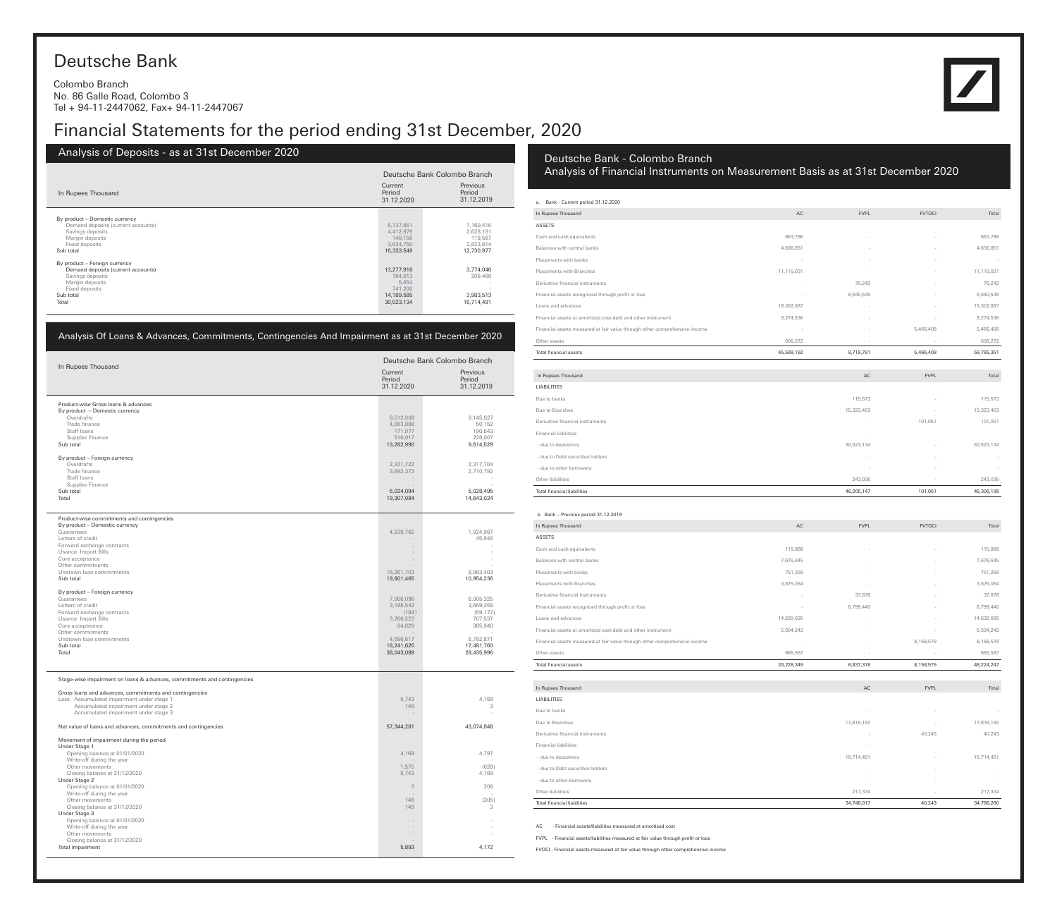# Deutsche Bank

Colombo Branch
No. 86 Galle Road, Colombo 3
Tel + 94-11-2447062, Fax+ 94-11-2447067

# Financial Statements for the period ending 31st December, 2020

## Analysis of Deposits - as at 31st December 2020

| In Rupees Thousand | Deutsche Bank Colombo Branch | |
|---|---|---|
| | Current Period 31.12.2020 | Previous Period 31.12.2019 |
| By product – Domestic currency | | |
| Demand deposits (current accounts) | 8,137,661 | 7,160,416 |
| Savings deposits | 4,412,979 | 2,628,181 |
| Margin deposits | 148,158 | 118,567 |
| Fixed deposits | 3,634,750 | 2,823,814 |
| Sub total | 16,333,549 | 12,730,977 |
| By product – Foreign currency | | |
| Demand deposits (current accounts) | 13,277,918 | 3,774,046 |
| Savings deposits | 164,813 | 209,468 |
| Margin deposits | 5,654 | - |
| Fixed deposits | 741,200 | - |
| Sub total | 14,189,585 | 3,983,513 |
| Total | 30,523,134 | 16,714,491 |

## Analysis Of Loans & Advances, Commitments, Contingencies And Impairment as at 31st December 2020

| In Rupees Thousand | Deutsche Bank Colombo Branch | |
|---|---|---|
| | Current Period 31.12.2020 | Previous Period 31.12.2019 |
| Product-wise Gross loans & advances | | |
| By product – Domestic currency | | |
| Overdrafts | 8,512,008 | 9,145,827 |
| Trade finance | 4,083,888 | 50,152 |
| Staff loans | 171,077 | 190,543 |
| Supplier Finance | 516,017 | 228,007 |
| Sub total | 13,282,990 | 9,614,529 |
| By product – Foreign currency | | |
| Overdrafts | 2,331,722 | 2,317,704 |
| Trade finance | 3,692,372 | 2,710,792 |
| Staff loans | - | - |
| Supplier Finance | - | - |
| Sub total | 6,024,094 | 5,028,495 |
| Total | 19,307,084 | 14,643,024 |
| Product-wise commitments and contingencies | | |
| By product – Domestic currency | | |
| Guarantees | 4,539,762 | 1,924,987 |
| Letters of credit | - | 45,846 |
| Forward exchange contracts | - | - |
| Usance Import Bills | - | - |
| Core acceptance | - | - |
| Other commitments | - | - |
| Undrawn loan commitments | 15,261,703 | 8,983,403 |
| Sub total | 19,801,465 | 10,954,236 |
| By product – Foreign currency | | |
| Guarantees | 7,006,096 | 6,005,325 |
| Letters of credit | 3,188,543 | 3,669,258 |
| Forward exchange contracts | (184) | (59,172) |
| Usance Import Bills | 3,266,523 | 707,537 |
| Core accepteance | 84,029 | 365,940 |
| Other commitments | - | - |
| Undrawn loan commitments | 4,696,617 | 6,792,871 |
| Sub total | 18,241,625 | 17,481,760 |
| Total | 38,043,089 | 28,435,996 |

| Stage-wise impairment on loans & advances, commitments and contingencies | | |
|---|---|---|
| Gross loans and advances, commitments and contingencies | | |
| Less: Accumulated impairment under stage 1 | 5,743 | 4,169 |
| Accumulated impairment under stage 2 | 149 | 3 |
| Accumulated impairment under stage 3 | - | - |
| Net value of loans and advances, commitments and contingencies | 57,344,281 | 43,074,848 |
| Movement of impairment during the period | | |
| Under Stage 1 | | |
| Opening balance at 01/01/2020 | 4,169 | 4,797 |
| Write-off during the year | - | - |
| Other movements | 1,575 | (628) |
| Closing balance at 31/12/2020 | 5,743 | 4,169 |
| Under Stage 2 | | |
| Opening balance at 01/01/2020 | 3 | 208 |
| Write-off during the year | - | - |
| Other movements | 146 | (205) |
| Closing balance at 31/12/2020 | 149 | 3 |
| Under Stage 3 | | |
| Opening balance at 01/01/2020 | - | - |
| Write-off during the year | - | - |
| Other movements | - | - |
| Closing balance at 31/12/2020 | - | - |
| Total impairment | 5,893 | 4,172 |

## Deutsche Bank - Colombo Branch
## Analysis of Financial Instruments on Measurement Basis as at 31st December 2020

a. Bank - Current period 31.12.2020

| In Rupees Thousand | AC | FVPL | FVTOCI | Total |
|---|---|---|---|---|
| ASSETS | | | | |
| Cash and cash equivalents | 663,786 | - | - | 663,786 |
| Balances with central banks | 4,636,851 | - | - | 4,636,851 |
| Placements with banks | - | - | - | - |
| Placements with Branches | 11,115,031 | - | - | 11,115,031 |
| Derivative financial instruments | - | 79,242 | - | 79,242 |
| Financial assets recognized through profit or loss | - | 8,640,539 | - | 8,640,539 |
| Loans and advances | 19,302,687 | - | - | 19,302,687 |
| Financial assets at amortized cost-debt and other instrument | 9,274,536 | - | - | 9,274,536 |
| Financial assets measured at fair value through other comprehensive income | - | - | 5,466,408 | 5,466,408 |
| Other assets | 606,272 | - | - | 606,272 |
| Total financial assets | 45,599,162 | 8,719,781 | 5,466,408 | 59,785,351 |

| In Rupees Thousand | AC | FVPL | Total |
|---|---|---|---|
| LIABILITIES | | | |
| Due to banks | 115,573 | - | 115,573 |
| Due to Branches | 15,323,403 | - | 15,323,403 |
| Derivative financial instruments | - | 101,051 | 101,051 |
| Financial liabilities | - | | |
| - due to depositors | 30,523,134 | - | 30,523,134 |
| - due to Debt securities holders | - | - | - |
| - due to other borrowers | - | - | - |
| Other liabilities | 243,036 | - | 243,036 |
| Total financial liabilities | 46,205,147 | 101,051 | 46,306,198 |

b. Bank – Previous period 31.12.2019

| In Rupees Thousand | AC | FVPL | FVTOCI | Total |
|---|---|---|---|---|
| ASSETS | | | | |
| Cash and cash equivalents | 115,868 | - | - | 115,868 |
| Balances with central banks | 7,676,645 | - | - | 7,676,645 |
| Placements with banks | 751,258 | - | - | 751,258 |
| Placements with Branches | 3,875,054 | - | - | 3,875,054 |
| Derivative financial instruments | - | 37,878 | - | 37,878 |
| Financial assets recognized through profit or loss | - | 6,799,440 | - | 6,799,440 |
| Loans and advances | 14,639,695 | - | - | 14,639,695 |
| Financial assets at amortized cost-debt and other instrument | 5,504,242 | - | - | 5,504,242 |
| Financial assets measured at fair value through other comprehensive income | - | - | 8,158,579 | 8,158,579 |
| Other assets | 665,587 | - | - | 665,587 |
| Total financial assets | 33,228,349 | 6,837,318 | 8,158,579 | 48,224,247 |

| In Rupees Thousand | AC | FVPL | Total |
|---|---|---|---|
| LIABILITIES | | | |
| Due to banks | - | - | - |
| Due to Branches | 17,816,192 | - | 17,816,192 |
| Derivative financial instruments | - | 40,243 | 40,243 |
| Financial liabilities | - | | |
| - due to depositors | 16,714,491 | - | 16,714,491 |
| - due to Debt securities holders | - | - | - |
| - due to other borrowers | - | - | - |
| Other liabilities | 217,334 | - | 217,334 |
| Total financial liabilities | 34,748,017 | 40,243 | 34,788,260 |

AC - Financial assets/liabilities measured at amortised cost

FVPL - Financial assets/liabilities measured at fair value through profit or loss

FVOCI - Financial assets measured at fair value through other comprehensive income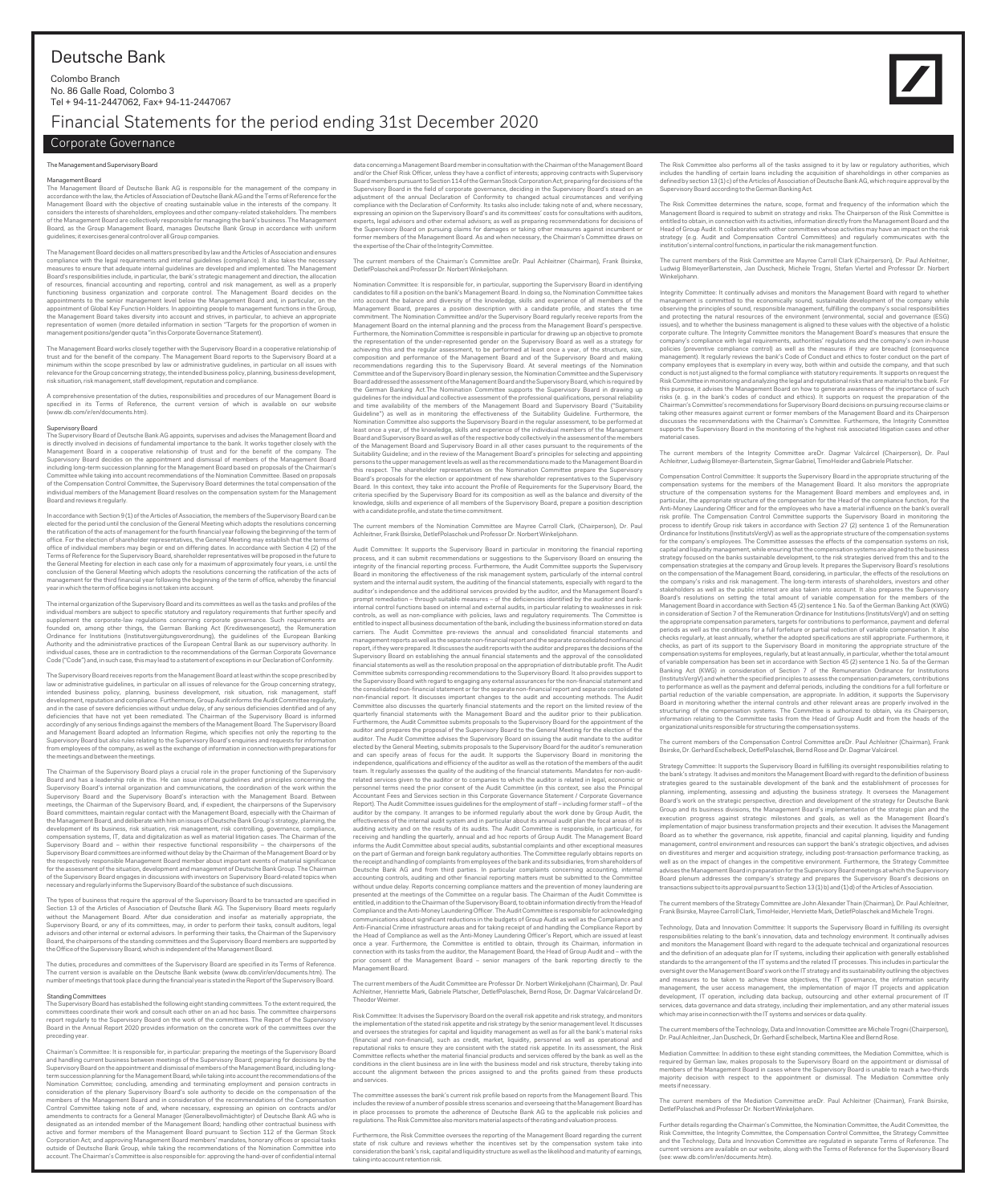# Deutsche Bank

Colombo Branch
No. 86 Galle Road, Colombo 3
Tel + 94-11-2447062, Fax+ 94-11-2447067

# Financial Statements for the period ending 31st December 2020

## Corporate Governance

### The Management and Supervisory Board

#### Management Board

The Management Board of Deutsche Bank AG is responsible for the management of the company in accordance with the law, the Articles of Association of Deutsche Bank AG and the Terms of Reference for the Management Board with the objective of creating sustainable value in the interests of the company. It considers the interests of shareholders, employees and other company-related stakeholders. The members of the Management Board are collectively responsible for managing the bank's business. The Management Board, as the Group Management Board, manages Deutsche Bank Group in accordance with uniform guidelines; it exercises general control over all Group companies.

The Management Board decides on all matters prescribed by law and the Articles of Association and ensures compliance with the legal requirements and internal guidelines (compliance). It also takes the necessary measures to ensure that adequate internal guidelines are developed and implemented. The Management Board's responsibilities include, in particular, the bank's strategic management and direction, the allocation of resources, financial accounting and reporting, control and risk management, as well as a properly functioning business organization and corporate control. The Management Board decides on the appointments to the senior management level below the Management Board and, in particular, on the appointment of Global Key Function Holders. In appointing people to management functions in the Group, the Management Board takes diversity into account and strives, in particular, to achieve an appropriate representation of women (more detailed information in section "Targets for the proportion of women in management positions/gender quota "in this Corporate Governance Statement).

The Management Board works closely together with the Supervisory Board in a cooperative relationship of trust and for the benefit of the company. The Management Board reports to the Supervisory Board at a minimum within the scope prescribed by law or administrative guidelines, in particular on all issues with relevance for the Group concerning strategy, the intended business policy, planning, business development, risk situation, risk management, staff development, reputation and compliance.

A comprehensive presentation of the duties, responsibilities and procedures of our Management Board is specified in its Terms of Reference, the current version of which is available on our website (www.db.com/ir/en/documents.htm).

#### Supervisory Board

The Supervisory Board of Deutsche Bank AG appoints, supervises and advises the Management Board and is directly involved in decisions of fundamental importance to the bank. It works together closely with the Management Board in a cooperative relationship of trust and for the benefit of the company. The Supervisory Board decides on the appointment and dismissal of members of the Management Board including long-term succession planning for the Management Board based on proposals of the Chairman's Committee while taking into account recommendations of the Nomination Committee. Based on proposals of the Compensation Control Committee, the Supervisory Board determines the total compensation of the individual members of the Management Board resolves on the compensation system for the Management Board and reviews it regularly.

In accordance with Section 9 (1) of the Articles of Association, the members of the Supervisory Board can be elected for the period until the conclusion of the General Meeting which adopts the resolutions concerning the ratification of the acts of management for the fourth financial year following the beginning of the term of office. For the election of shareholder representatives, the General Meeting may establish that the terms of office of individual members may begin or end on differing dates. In accordance with Section 4 (2) of the Terms of Reference for the Supervisory Board, shareholder representatives will be proposed in the future to the General Meeting for election in each case only for a maximum of approximately four years, i.e. until the conclusion of the General Meeting which adopts the resolutions concerning the ratification of the acts of management for the third financial year following the beginning of the term of office, whereby the financial year in which the term of office begins is not taken into account.

The internal organization of the Supervisory Board and its committees as well as the tasks and profiles of the individual members are subject to specific statutory and regulatory requirements that further specify and supplement the corporate-law regulations concerning corporate governance. Such requirements are founded on, among other things, the German Banking Act (Kreditwesengesetz), the Remuneration Ordinance for Institutions (Institutsvergütungsverordnung), the guidelines of the European Banking Authority and the administrative practices of the European Central Bank as our supervisory authority. In individual cases, these are in contradiction to the recommendations of the German Corporate Governance Code ("Code") and, in such case, this may lead to a statement of exceptions in our Declaration of Conformity.

The Supervisory Board receives reports from the Management Board at least within the scope prescribed by law or administrative guidelines, in particular on all issues of relevance for the Group concerning strategy, intended business policy, planning, business development, risk situation, risk management, staff development, reputation and compliance. Furthermore, Group Audit informs the Supervisory Board regularly, and in the case of severe deficiencies without undue delay, of any serious deficiencies identified and of any deficiencies that have not yet been remediated. The Chairman of the Supervisory Board is informed accordingly of any serious findings against members of the Management Board. The Supervisory Board and Management Board adopted an Information Regime, which specifies not only the reporting to the Supervisory Board but also rules relating to the Supervisory Board's enquiries and requests for information from employees of the company, as well as the exchange of information in connection with preparations for the meetings and between the meetings.

The Chairman of the Supervisory Board plays a crucial role in the proper functioning of the Supervisory Board and has a leadership role in this. He can issue internal guidelines and principles concerning the Supervisory Board's internal organization and communications, the coordination of the work within the Supervisory Board and the Supervisory Board's interaction with the Management Board. Between meetings, the Chairman of the Supervisory Board, and, if expedient, the chairpersons of the Supervisory Board committees, maintain regular contact with the Management Board, especially with the Chairman of the Management Board, and deliberate with him on issues of Deutsche Bank Group's strategy, planning, the development of its business, risk situation, risk management, risk controlling, governance, compliance, compensation systems, IT, data and digitalization as well as material litigation cases. The Chairman of the Supervisory Board and – within their respective functional responsibility – the chairpersons of the Supervisory Board committees are informed without delay by the Chairman of the Management Board or by the respectively responsible Management Board member about important events of material significance for the assessment of the situation, development and management of Deutsche Bank Group. The Chairman of the Supervisory Board engages in discussions with investors on Supervisory Board-related topics when necessary and regularly informs the Supervisory Board of the substance of such discussions.

The types of business that require the approval of the Supervisory Board to be transacted are specified in Section 13 of the Articles of Association of Deutsche Bank AG. The Supervisory Board meets regularly without the Management Board. After due consideration and insofar as materially appropriate, the Supervisory Board, or any of its committees, may, in order to perform their tasks, consult auditors, legal advisors and other internal or external advisors. In performing their tasks, the Chairman of the Supervisory Board, the chairpersons of the standing committees and the Supervisory Board members are supported by the Office of the Supervisory Board, which is independent of the Management Board.

The duties, procedures and committees of the Supervisory Board are specified in its Terms of Reference. The current version is available on the Deutsche Bank website (www.db.com/ir/en/documents.htm). The number of meetings that took place during the financial year is stated in the Report of the Supervisory Board.

#### Standing Committees

The Supervisory Board has established the following eight standing committees. To the extent required, the committees coordinate their work and consult each other on an ad hoc basis. The committee chairpersons report regularly to the Supervisory Board on the work of the committees. The Report of the Supervisory Board in the Annual Report 2020 provides information on the concrete work of the committees over the preceding year.

Chairman's Committee: It is responsible for, in particular: preparing the meetings of the Supervisory Board and handling current business between meetings of the Supervisory Board; preparing for decisions by the Supervisory Board on the appointment and dismissal of members of the Management Board, including long-term succession planning for the Management Board, while taking into account the recommendations of the Nomination Committee; concluding, amending and terminating employment and pension contracts in consideration of the plenary Supervisory Board's sole authority to decide on the compensation of the members of the Management Board and in consideration of the recommendations of the Compensation Control Committee taking note of and, where necessary, expressing an opinion on contracts and/or amendments to contracts for a General Manager (Generalbevollmächtigter) of Deutsche Bank AG who is designated as an intended member of the Management Board; handling other contractual business with active and former members of the Management Board pursuant to Section 112 of the German Stock Corporation Act; and approving Management Board members' mandates, honorary offices or special tasks outside of Deutsche Bank Group, while taking the recommendations of the Nomination Committee into account. The Chairman's Committee is also responsible for: approving the hand-over of confidential internal data concerning a Management Board member in consultation with the Chairman of the Management Board and/or the Chief Risk Officer, unless they have a conflict of interests; approving contracts with Supervisory Board members pursuant to Section 114 of the German Stock Corporation Act; preparing for decisions of the Supervisory Board in the field of corporate governance, deciding in the Supervisory Board's stead on an adjustment of the annual Declaration of Conformity to changed actual circumstances and verifying compliance with the Declaration of Conformity. Its tasks also include: taking note of and, where necessary, expressing an opinion on the Supervisory Board's and its committees' costs for consultations with auditors, experts, legal advisors and other external advisors; as well as preparing recommendations for decisions of the Supervisory Board on pursuing claims for damages or taking other measures against incumbent or former members of the Management Board. As and when necessary, the Chairman's Committee draws on the expertise of the Chair of the Integrity Committee.

The current members of the Chairman's Committee areDr. Paul Achleitner (Chairman), Frank Bsirske, DetlefPolaschek and Professor Dr. Norbert Winkeljohann.

Nomination Committee: It is responsible for, in particular, supporting the Supervisory Board in identifying candidates to fill a position on the bank's Management Board. In doing so, the Nomination Committee takes into account the balance and diversity of the knowledge, skills and experience of all members of the Management Board, prepares a position description with a candidate profile, and states the time commitment. The Nomination Committee and/or the Supervisory Board regularly receive reports from the Management Board on the internal planning and the process from the Management Board's perspective. Furthermore, the Nomination Committee is responsible in particular for drawing up an objective to promote the representation of the under-represented gender on the Supervisory Board as well as a strategy for achieving this and the regular assessment, to be performed at least once a year, of the structure, size, composition and performance of the Management Board and of the Supervisory Board and making recommendations regarding this to the Supervisory Board. At several meetings of the Nomination Committee and of the Supervisory Board in plenary session, the Nomination Committee and the Supervisory Board addressed the assessment of the Management Board and the Supervisory Board, which is required by the German Banking Act.The Nomination Committee supports the Supervisory Board in drawing up guidelines for the individual and collective assessment of the professional qualifications, personal reliability and time availability of the members of the Management Board and Supervisory Board ("Suitability Guideline") as well as in monitoring the effectiveness of the Suitability Guideline. Furthermore, the Nomination Committee also supports the Supervisory Board in the regular assessment, to be performed at least once a year, of the knowledge, skills and experience of the individual members of the Management Board and Supervisory Board as well as of the respective body collectively in the assessment of the members of the Management Board and Supervisory Board in all other cases pursuant to the requirements of the Suitability Guideline; and in the review of the Management Board's principles for selecting and appointing persons to the upper management levels as well as the recommendations made to the Management Board in this respect. The shareholder representatives on the Nomination Committee prepare the Supervisory Board's proposals for the election or appointment of new shareholder representatives to the Supervisory Board. In this context, they take into account the Profile of Requirements for the Supervisory Board, the criteria specified by the Supervisory Board for its composition as well as the balance and diversity of the knowledge, skills and experience of all members of the Supervisory Board, prepare a position description with a candidate profile, and state the time commitment.

The current members of the Nomination Committee are Mayree Carroll Clark, (Chairperson), Dr. Paul Achleitner, Frank Bsirske, DetlefPolaschek and Professor Dr. Norbert Winkeljohann.

Audit Committee: It supports the Supervisory Board in particular in monitoring the financial reporting process, and it can submit recommendations or suggestions to the Supervisory Board on ensuring the integrity of the financial reporting process. Furthermore, the Audit Committee supports the Supervisory Board in monitoring the effectiveness of the risk management system, particularly of the internal control system and the internal audit system, the auditing of the financial statements, especially with regard to the auditor's independence and the additional services provided by the auditor, and the Management Board's prompt remediation – through suitable measures – of the deficiencies identified by the auditor and bank-internal control functions based on internal and external audits, in particular relating to weaknesses in risk controls, as well as non-compliance with policies, laws and regulatory requirements. The Committee is entitled to inspect all business documentation of the bank, including the business information stored on data carriers. The Audit Committee pre-reviews the annual and consolidated financial statements and management reports as well as the separate non-financial report and the separate consolidated nonfinancial report, if they were prepared. It discusses the audit reports with the auditor and prepares the decisions of the Supervisory Board on establishing the annual financial statements and the approval of the consolidated financial statements as well as the resolution proposal on the appropriation of distributable profit. The Audit Committee submits corresponding recommendations to the Supervisory Board. It also provides support to the Supervisory Board with regard to engaging any external assurances for the non-financial statement and the consolidated non-financial statement or for the separate non-financial report and separate consolidated non-financial report. It discusses important changes to the audit and accounting methods. The Audit Committee also discusses the quarterly financial statements and the report on the limited review of the quarterly financial statements with the Management Board and the auditor prior to their publication. Furthermore, the Audit Committee submits proposals to the Supervisory Board for the appointment of the auditor and prepares the proposal of the Supervisory Board to the General Meeting for the election of the auditor. The Audit Committee advises the Supervisory Board on issuing the audit mandate to the auditor elected by the General Meeting, submits proposals to the Supervisory Board for the auditor's remuneration and can specify areas of focus for the audit. It supports the Supervisory Board in monitoring the independence, qualifications and efficiency of the auditor as well as the rotation of the members of the audit team. It regularly assesses the quality of the auditing of the financial statements. Mandates for non-audit-related services given to the auditor or to companies to which the auditor is related in legal, economic or personnel terms need the prior consent of the Audit Committee (in this context, see also the Principal Accountant Fees and Services section in this Corporate Governance Statement / Corporate Governance Report). The Audit Committee issues guidelines for the employment of staff – including former staff – of the auditor by the company. It arranges to be informed regularly about the work done by Group Audit, the effectiveness of the internal audit system and in particular about its annual audit plan the focal areas of its auditing activity and on the results of its audits. The Audit Committee is responsible, in particular, for receiving and handling the quarterly, annual and ad hoc reports of Group Audit. The Management Board informs the Audit Committee about special audits, substantial complaints and other exceptional measures on the part of German and foreign bank regulatory authorities. The Committee regularly obtains reports on the receipt and handling of complaints from employees of the bank and its subsidiaries, from shareholders of Deutsche Bank AG and from third parties. In particular complaints concerning accounting, internal accounting controls, auditing and other financial reporting matters must be submitted to the Committee without undue delay. Reports concerning compliance matters and the prevention of money laundering are presented at the meetings of the Committee on a regular basis. The Chairman of the Audit Committee is entitled, in addition to the Chairman of the Supervisory Board, to obtain information directly from the Head of Compliance and the Anti-Money Laundering Officer. The Audit Committee is responsible for acknowledging communications about significant reductions in the budgets of Group Audit as well as the Compliance and Anti-Financial Crime infrastructure areas and for taking receipt of and handling the Compliance Report by the Head of Compliance as well as the Anti-Money Laundering Officer's Report, which are issued at least once a year. Furthermore, the Committee is entitled to obtain, through its Chairman, information in connection with its tasks from the auditor, the Management Board, the Head of Group Audit – with the prior consent of the Management Board – senior managers of the bank reporting directly to the Management Board.

The current members of the Audit Committee are Professor Dr. Norbert Winkeljohann (Chairman), Dr. Paul Achleitner, Henriette Mark, Gabriele Platscher, DetlefPolaschek, Bernd Rose, Dr. Dagmar Valcárceland Dr. Theodor Weimer.

Risk Committee: It advises the Supervisory Board on the overall risk appetite and risk strategy, and monitors the implementation of the stated risk appetite and risk strategy by the senior management level. It discusses and oversees the strategies for capital and liquidity management as well as for all the bank's material risks (financial and non-financial), such as credit, market, liquidity, personnel as well as operational and reputational risks to ensure they are consistent with the stated risk appetite. In its assessment, the Risk Committee reflects whether the material financial products and services offered by the bank as well as the conditions in the client business are in line with the business model and risk structure, thereby taking into account the alignment between the prices assigned to and the profits gained from these products and services.

The committee assesses the bank's current risk profile based on reports from the Management Board. This includes the review of a number of possible stress scenarios and overseeing that the Management Board has in place processes to promote the adherence of Deutsche Bank AG to the applicable risk policies and regulations. The Risk Committee also monitors material aspects of the rating and valuation process.

Furthermore, the Risk Committee oversees the reporting of the Management Board regarding the current state of risk culture and reviews whether the incentives set by the compensation system take into consideration the bank's risk, capital and liquidity structure as well as the likelihood and maturity of earnings, taking into account retention risk.

The Risk Committee also performs all of the tasks assigned to it by law or regulatory authorities, which includes the handling of certain loans including the acquisition of shareholdings in other companies as defined by section 13 (1) c) of the Articles of Association of Deutsche Bank AG, which require approval by the Supervisory Board according to the German Banking Act.

The Risk Committee determines the nature, scope, format and frequency of the information which the Management Board is required to submit on strategy and risks. The Chairperson of the Risk Committee is entitled to obtain, in connection with its activities, information directly from the Management Board and the Head of Group Audit. It collaborates with other committees whose activities may have an impact on the risk strategy (e.g. Audit and Compensation Control Committees) and regularly communicates with the institution's internal control functions, in particular the risk management function.

The current members of the Risk Committee are Mayree Carroll Clark (Chairperson), Dr. Paul Achleitner, Ludwig BlomeyerBartenstein, Jan Duscheck, Michele Trogni, Stefan Viertel and Professor Dr. Norbert Winkeljohann.

Integrity Committee: It continually advises and monitors the Management Board with regard to whether management is committed to the economically sound, sustainable development of the company while observing the principles of sound, responsible management, fulfilling the company's social responsibilities and protecting the natural resources of the environment (environmental, social and governance (ESG) issues), and to whether the business management is aligned to these values with the objective of a holistic corporate culture. The Integrity Committee monitors the Management Board's measures that ensure the company's compliance with legal requirements, authorities' regulations and the company's own in-house policies (preventive compliance control) as well as the measures if they are breached (consequence management). It regularly reviews the bank's Code of Conduct and ethics to foster conduct on the part of company employees that is exemplary in every way, both within and outside the company, and that such conduct is not just aligned to the formal compliance with statutory requirements. It supports on request the Risk Committee in monitoring and analyzing the legal and reputational risks that are material to the bank. For this purpose, it advises the Management Board on how to generate awareness of the importance of such risks (e. g. in the bank's codes of conduct and ethics). It supports on request the preparation of the Chairman's Committee's recommendations for Supervisory Board decisions on pursuing recourse claims or taking other measures against current or former members of the Management Board and its Chairperson discusses the recommendations with the Chairman's Committee. Furthermore, the Integrity Committee supports the Supervisory Board in the monitoring of the highest risk associated litigation cases and other material cases.

The current members of the Integrity Committee areDr. Dagmar Valcárcel (Chairperson), Dr. Paul Achleitner, Ludwig Blomeyer-Bartenstein, Sigmar Gabriel, Timo Heider and Gabriele Platscher.

Compensation Control Committee: It supports the Supervisory Board in the appropriate structuring of the compensation systems for the members of the Management Board. It also monitors the appropriate structure of the compensation systems for the Management Board members and employees and, in particular, the appropriate structure of the compensation for the Head of the compliance function, for the Anti-Money Laundering Officer and for the employees who have a material influence on the bank's overall risk profile. The Compensation Control Committee supports the Supervisory Board in monitoring the process to identify Group risk takers in accordance with Section 27 (2) sentence 1 of the Remuneration Ordinance for Institutions (InstitutsVergV) as well as the appropriate structure of the compensation systems for the company's employees. The Committee assesses the effects of the compensation systems on risk, capital and liquidity management, while ensuring that the compensation systems are aligned to the business strategy focused on the banks sustainable development, to the risk strategies derived from this and to the compensation strategies at the company and Group levels. It prepares the Supervisory Board's resolutions on the compensation of the Management Board, considering, in particular, the effects of the resolutions on the company's risks and risk management. The long-term interests of shareholders, investors and other stakeholders as well as the public interest are also taken into account. It also prepares the Supervisory Board's resolutions on setting the total amount of variable compensation for the members of the Management Board in accordance with Section 45 (2) sentence 1 No. 5a of the German Banking Act (KWG) in consideration of Section 7 of the Remuneration Ordinance for Institutions (InstitutsVergV) and on setting the appropriate compensation parameters, targets for contributions to performance, payment and deferral periods as well as the conditions for a full forfeiture or partial reduction of variable compensation. It also checks regularly, at least annually, whether the adopted specifications are still appropriate. Furthermore, it checks, as part of its support to the Supervisory Board in monitoring the appropriate structure of the compensation systems for employees, regularly, but at least annually, in particular, whether the total amount of variable compensation has been set in accordance with Section 45 (2) sentence 1 No. 5a of the German Banking Act (KWG) in consideration of Section 7 of the Remuneration Ordinance for Institutions (InstitutsVergV) and whether the specified principles to assess the compensation parameters, contributions to performance as well as the payment and deferral periods, including the conditions for a full forfeiture or partial reduction of the variable compensation, are appropriate. In addition, it supports the Supervisory Board in monitoring whether the internal controls and other relevant areas are properly involved in the structuring of the compensation systems. The Committee is authorized to obtain, via its Chairperson, information relating to the Committee tasks from the Head of Group Audit and from the heads of the organizational units responsible for structuring the compensation systems.

The current members of the Compensation Control Committee areDr. Paul Achleitner (Chairman), Frank Bsirske, Dr. Gerhard Eschelbeck, DetlefPolaschek, Bernd Rose and Dr. Dagmar Valcárcel.

Strategy Committee: It supports the Supervisory Board in fulfilling its oversight responsibilities relating to the bank's strategy. It advises and monitors the Management Board with regard to the definition of business strategies geared to the sustainable development of the bank and the establishment of processes for planning, implementing, assessing and adjusting the business strategy. It oversees the Management Board's work on the strategic perspective, direction and development of the strategy for Deutsche Bank Group and its business divisions, the Management Board's implementation of the strategic plan and the execution progress against strategic milestones and goals, as well as the Management Board's implementation of major business transformation projects and their execution. It advises the Management Board as to whether the governance, risk appetite, financial and capital planning, liquidity and funding management, control environment and resources can support the bank's strategic objectives, and advises on divestitures and merger and acquisition strategy, including post-transaction performance tracking, as well as on the impact of changes in the competitive environment. Furthermore, the Strategy Committee advises the Management Board in preparation for the Supervisory Board meetings at which the Supervisory Board plenum addresses the company's strategy and prepares the Supervisory Board's decisions on transactions subject to its approval pursuant to Section 13 (1) b) and (1) d) of the Articles of Association.

The current members of the Strategy Committee are John Alexander Thain (Chairman), Dr. Paul Achleitner, Frank Bsirske, Mayree Carroll Clark, Timo Heider, Henriette Mark, DetlefPolaschek and Michele Trogni.

Technology, Data and Innovation Committee: It supports the Supervisory Board in fulfilling its oversight responsibilities relating to the bank's innovation, data and technology environment. It continually advises and monitors the Management Board with regard to the adequate technical and organizational resources and the definition of an adequate plan for IT systems, including their application with generally established standards to the arrangement of the IT systems and the related IT processes. This includes in particular the oversight over the Management Board's work on the IT strategy and its sustainability outlining the objectives and measures to be taken to achieve these objectives, the IT governance, the information security management, the user access management, the implementation of major IT projects and application development, IT operation, including data backup, outsourcing and other external procurement of IT services, data governance and data strategy, including their implementation, and any other material issues which may arise in connection with the IT systems and services or data quality.

The current members of the Technology, Data and Innovation Committee are Michele Trogni (Chairperson), Dr. Paul Achleitner, Jan Duscheck, Dr. Gerhard Eschelbeck, Martina Klee and Bernd Rose.

Mediation Committee: In addition to these eight standing committees, the Mediation Committee, which is required by German law, makes proposals to the Supervisory Board on the appointment or dismissal of members of the Management Board in cases where the Supervisory Board is unable to reach a two-thirds majority decision with respect to the appointment or dismissal. The Mediation Committee only meets if necessary.

The current members of the Mediation Committee areDr. Paul Achleitner (Chairman), Frank Bsirske, DetlefPolaschek and Professor Dr. Norbert Winkeljohann.

Further details regarding the Chairman's Committee, the Nomination Committee, the Audit Committee, the Risk Committee, the Integrity Committee, the Compensation Control Committee, the Strategy Committee and the Technology, Data and Innovation Committee are regulated in separate Terms of Reference. The current versions are available on our website, along with the Terms of Reference for the Supervisory Board (see: www.db.com/ir/en/documents.htm).